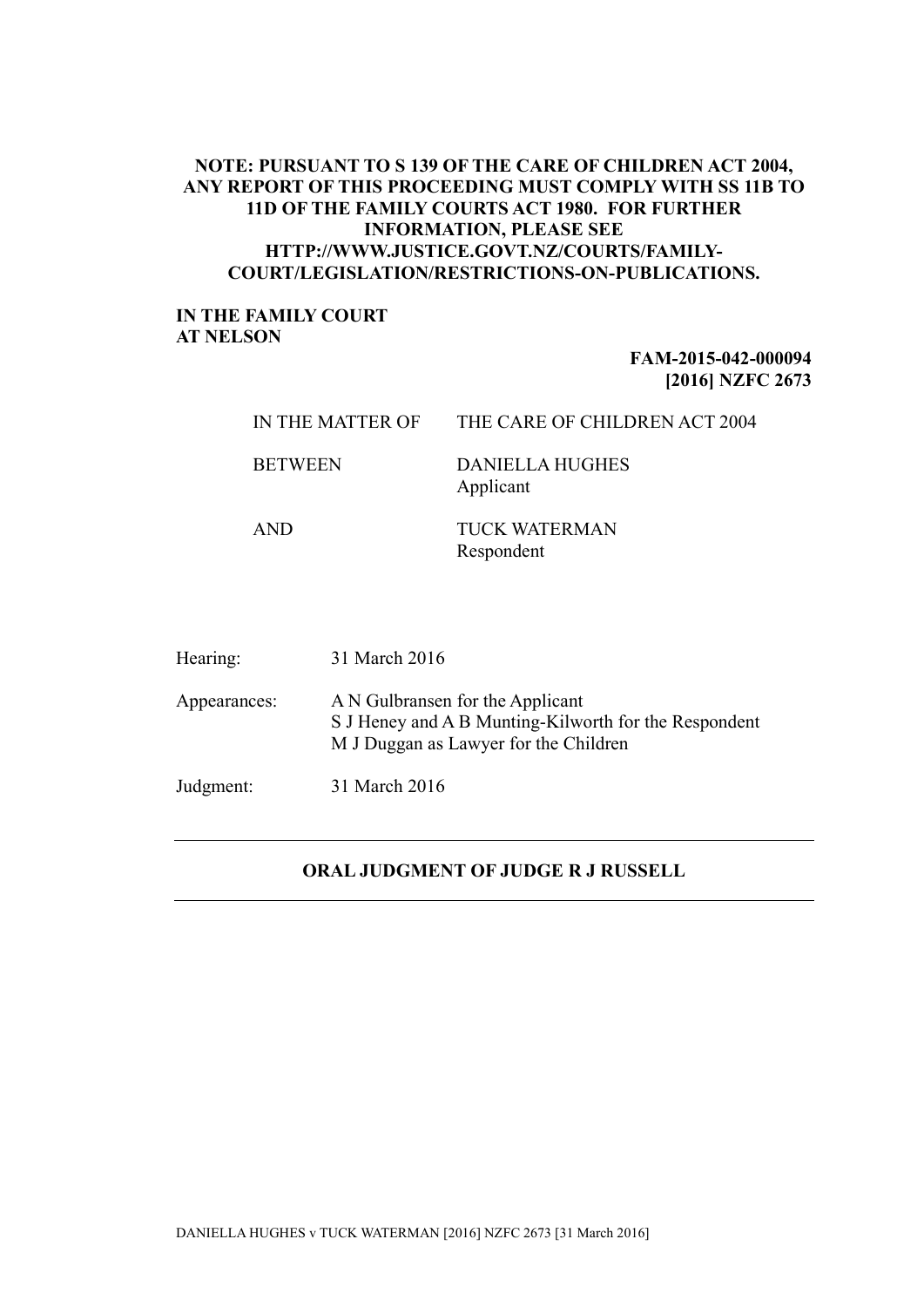**NOTE: PURSUANT TO S 139 OF THE CARE OF CHILDREN ACT 2004, ANY REPORT OF THIS PROCEEDING MUST COMPLY WITH SS 11B TO 11D OF THE FAMILY COURTS ACT 1980. FOR FURTHER INFORMATION, PLEASE SEE HTTP://WWW.JUSTICE.GOVT.NZ/COURTS/FAMILY-COURT/LEGISLATION/RESTRICTIONS-ON-PUBLICATIONS.**

**IN THE FAMILY COURT**
**AT NELSON**

**FAM-2015-042-000094**
**[2016] NZFC 2673**

| | |
|---|---|
| IN THE MATTER OF | THE CARE OF CHILDREN ACT 2004 |
| BETWEEN | DANIELLA HUGHES<br>Applicant |
| AND | TUCK WATERMAN<br>Respondent |

| | |
|---|---|
| Hearing: | 31 March 2016 |
| Appearances: | A N Gulbransen for the Applicant<br>S J Heney and A B Munting-Kilworth for the Respondent<br>M J Duggan as Lawyer for the Children |
| Judgment: | 31 March 2016 |

---

**ORAL JUDGMENT OF JUDGE R J RUSSELL**

---

DANIELLA HUGHES v TUCK WATERMAN [2016] NZFC 2673 [31 March 2016]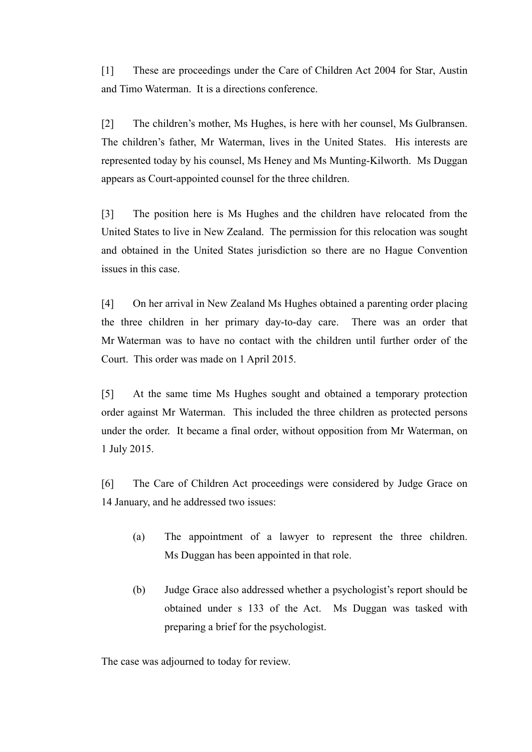[1] These are proceedings under the Care of Children Act 2004 for Star, Austin and Timo Waterman. It is a directions conference.

[2] The children's mother, Ms Hughes, is here with her counsel, Ms Gulbransen. The children's father, Mr Waterman, lives in the United States. His interests are represented today by his counsel, Ms Heney and Ms Munting-Kilworth. Ms Duggan appears as Court-appointed counsel for the three children.

[3] The position here is Ms Hughes and the children have relocated from the United States to live in New Zealand. The permission for this relocation was sought and obtained in the United States jurisdiction so there are no Hague Convention issues in this case.

[4] On her arrival in New Zealand Ms Hughes obtained a parenting order placing the three children in her primary day-to-day care. There was an order that Mr Waterman was to have no contact with the children until further order of the Court. This order was made on 1 April 2015.

[5] At the same time Ms Hughes sought and obtained a temporary protection order against Mr Waterman. This included the three children as protected persons under the order. It became a final order, without opposition from Mr Waterman, on 1 July 2015.

[6] The Care of Children Act proceedings were considered by Judge Grace on 14 January, and he addressed two issues:

(a) The appointment of a lawyer to represent the three children. Ms Duggan has been appointed in that role.

(b) Judge Grace also addressed whether a psychologist's report should be obtained under s 133 of the Act. Ms Duggan was tasked with preparing a brief for the psychologist.

The case was adjourned to today for review.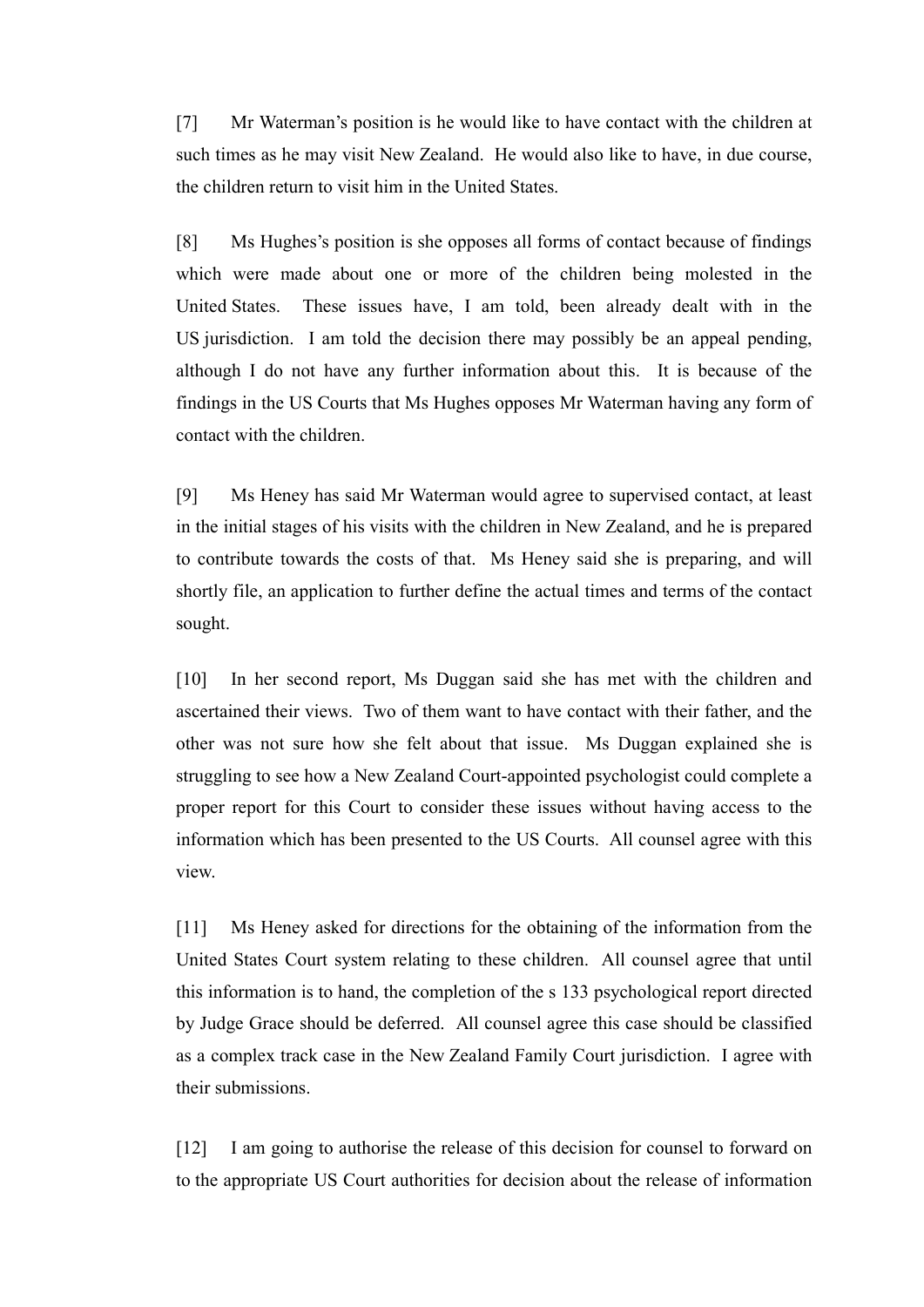[7] Mr Waterman's position is he would like to have contact with the children at such times as he may visit New Zealand. He would also like to have, in due course, the children return to visit him in the United States.

[8] Ms Hughes's position is she opposes all forms of contact because of findings which were made about one or more of the children being molested in the United States. These issues have, I am told, been already dealt with in the US jurisdiction. I am told the decision there may possibly be an appeal pending, although I do not have any further information about this. It is because of the findings in the US Courts that Ms Hughes opposes Mr Waterman having any form of contact with the children.

[9] Ms Heney has said Mr Waterman would agree to supervised contact, at least in the initial stages of his visits with the children in New Zealand, and he is prepared to contribute towards the costs of that. Ms Heney said she is preparing, and will shortly file, an application to further define the actual times and terms of the contact sought.

[10] In her second report, Ms Duggan said she has met with the children and ascertained their views. Two of them want to have contact with their father, and the other was not sure how she felt about that issue. Ms Duggan explained she is struggling to see how a New Zealand Court-appointed psychologist could complete a proper report for this Court to consider these issues without having access to the information which has been presented to the US Courts. All counsel agree with this view.

[11] Ms Heney asked for directions for the obtaining of the information from the United States Court system relating to these children. All counsel agree that until this information is to hand, the completion of the s 133 psychological report directed by Judge Grace should be deferred. All counsel agree this case should be classified as a complex track case in the New Zealand Family Court jurisdiction. I agree with their submissions.

[12] I am going to authorise the release of this decision for counsel to forward on to the appropriate US Court authorities for decision about the release of information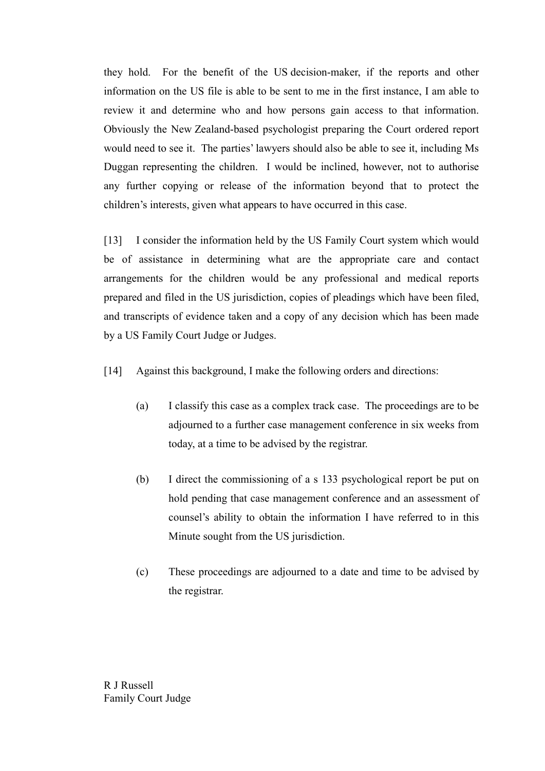they hold. For the benefit of the US decision-maker, if the reports and other information on the US file is able to be sent to me in the first instance, I am able to review it and determine who and how persons gain access to that information. Obviously the New Zealand-based psychologist preparing the Court ordered report would need to see it. The parties' lawyers should also be able to see it, including Ms Duggan representing the children. I would be inclined, however, not to authorise any further copying or release of the information beyond that to protect the children's interests, given what appears to have occurred in this case.

[13] I consider the information held by the US Family Court system which would be of assistance in determining what are the appropriate care and contact arrangements for the children would be any professional and medical reports prepared and filed in the US jurisdiction, copies of pleadings which have been filed, and transcripts of evidence taken and a copy of any decision which has been made by a US Family Court Judge or Judges.

[14] Against this background, I make the following orders and directions:

(a) I classify this case as a complex track case. The proceedings are to be adjourned to a further case management conference in six weeks from today, at a time to be advised by the registrar.

(b) I direct the commissioning of a s 133 psychological report be put on hold pending that case management conference and an assessment of counsel's ability to obtain the information I have referred to in this Minute sought from the US jurisdiction.

(c) These proceedings are adjourned to a date and time to be advised by the registrar.

R J Russell
Family Court Judge